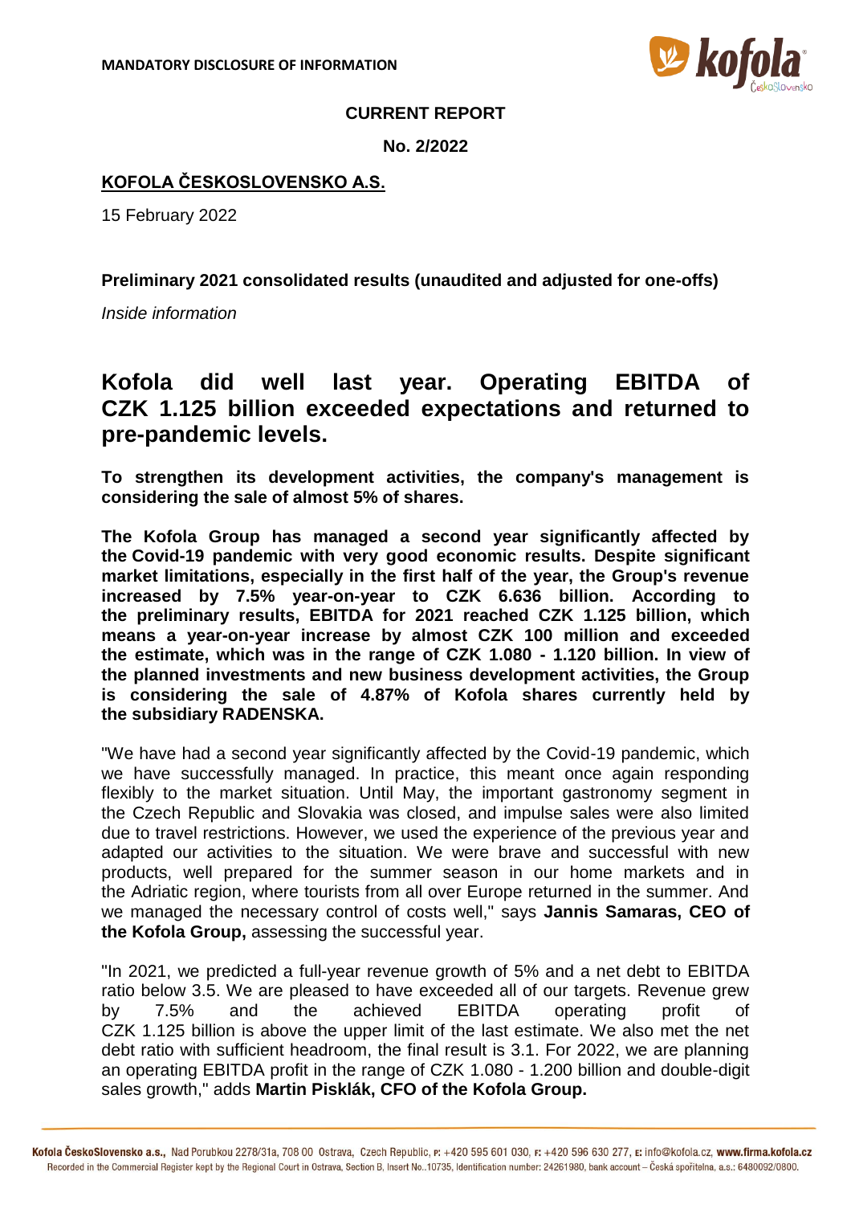**MANDATORY DISCLOSURE OF INFORMATION**

**CURRENT REPORT**

**No. 2/2022**

**KOFOLA ČESKOSLOVENSKO A.S.**

15 February 2022

**Preliminary 2021 consolidated results (unaudited and adjusted for one-offs)**

*Inside information*

# Kofola did well last year. Operating EBITDA of CZK 1.125 billion exceeded expectations and returned to pre-pandemic levels.

**To strengthen its development activities, the company's management is considering the sale of almost 5% of shares.**

**The Kofola Group has managed a second year significantly affected by the Covid-19 pandemic with very good economic results. Despite significant market limitations, especially in the first half of the year, the Group's revenue increased by 7.5% year-on-year to CZK 6.636 billion. According to the preliminary results, EBITDA for 2021 reached CZK 1.125 billion, which means a year-on-year increase by almost CZK 100 million and exceeded the estimate, which was in the range of CZK 1.080 - 1.120 billion. In view of the planned investments and new business development activities, the Group is considering the sale of 4.87% of Kofola shares currently held by the subsidiary RADENSKA.**

"We have had a second year significantly affected by the Covid-19 pandemic, which we have successfully managed. In practice, this meant once again responding flexibly to the market situation. Until May, the important gastronomy segment in the Czech Republic and Slovakia was closed, and impulse sales were also limited due to travel restrictions. However, we used the experience of the previous year and adapted our activities to the situation. We were brave and successful with new products, well prepared for the summer season in our home markets and in the Adriatic region, where tourists from all over Europe returned in the summer. And we managed the necessary control of costs well," says **Jannis Samaras, CEO of the Kofola Group,** assessing the successful year.

"In 2021, we predicted a full-year revenue growth of 5% and a net debt to EBITDA ratio below 3.5. We are pleased to have exceeded all of our targets. Revenue grew by 7.5% and the achieved EBITDA operating profit of CZK 1.125 billion is above the upper limit of the last estimate. We also met the net debt ratio with sufficient headroom, the final result is 3.1. For 2022, we are planning an operating EBITDA profit in the range of CZK 1.080 - 1.200 billion and double-digit sales growth," adds **Martin Pisklák, CFO of the Kofola Group.**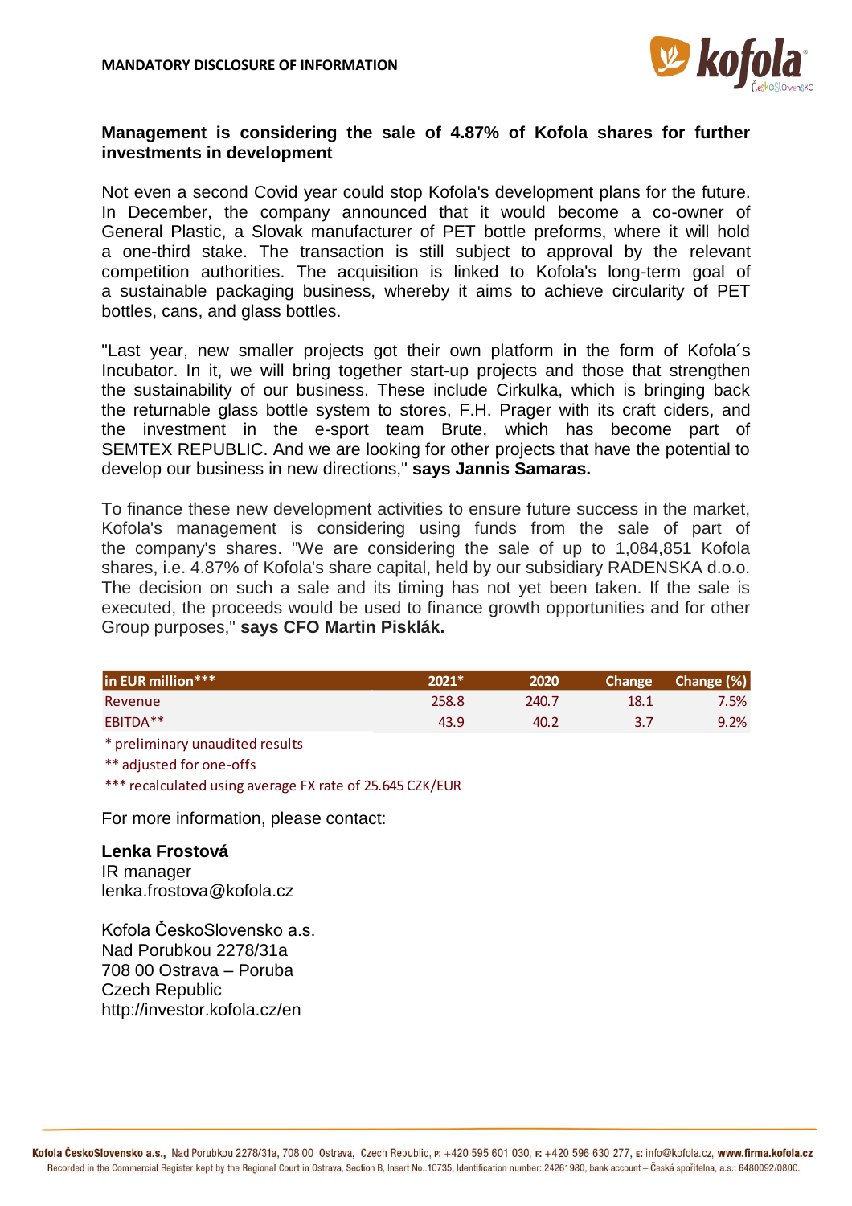**MANDATORY DISCLOSURE OF INFORMATION**

## Management is considering the sale of 4.87% of Kofola shares for further investments in development

Not even a second Covid year could stop Kofola's development plans for the future. In December, the company announced that it would become a co-owner of General Plastic, a Slovak manufacturer of PET bottle preforms, where it will hold a one-third stake. The transaction is still subject to approval by the relevant competition authorities. The acquisition is linked to Kofola's long-term goal of a sustainable packaging business, whereby it aims to achieve circularity of PET bottles, cans, and glass bottles.

"Last year, new smaller projects got their own platform in the form of Kofola´s Incubator. In it, we will bring together start-up projects and those that strengthen the sustainability of our business. These include Cirkulka, which is bringing back the returnable glass bottle system to stores, F.H. Prager with its craft ciders, and the investment in the e-sport team Brute, which has become part of SEMTEX REPUBLIC. And we are looking for other projects that have the potential to develop our business in new directions," **says Jannis Samaras.**

To finance these new development activities to ensure future success in the market, Kofola's management is considering using funds from the sale of part of the company's shares. "We are considering the sale of up to 1,084,851 Kofola shares, i.e. 4.87% of Kofola's share capital, held by our subsidiary RADENSKA d.o.o. The decision on such a sale and its timing has not yet been taken. If the sale is executed, the proceeds would be used to finance growth opportunities and for other Group purposes," **says CFO Martin Pisklák.**

| in EUR million*** | 2021* | 2020 | Change | Change (%) |
|---|---|---|---|---|
| Revenue | 258.8 | 240.7 | 18.1 | 7.5% |
| EBITDA** | 43.9 | 40.2 | 3.7 | 9.2% |

\* preliminary unaudited results

** adjusted for one-offs

*** recalculated using average FX rate of 25.645 CZK/EUR

For more information, please contact:

**Lenka Frostová**
IR manager
lenka.frostova@kofola.cz

Kofola ČeskoSlovensko a.s.
Nad Porubkou 2278/31a
708 00 Ostrava – Poruba
Czech Republic
http://investor.kofola.cz/en